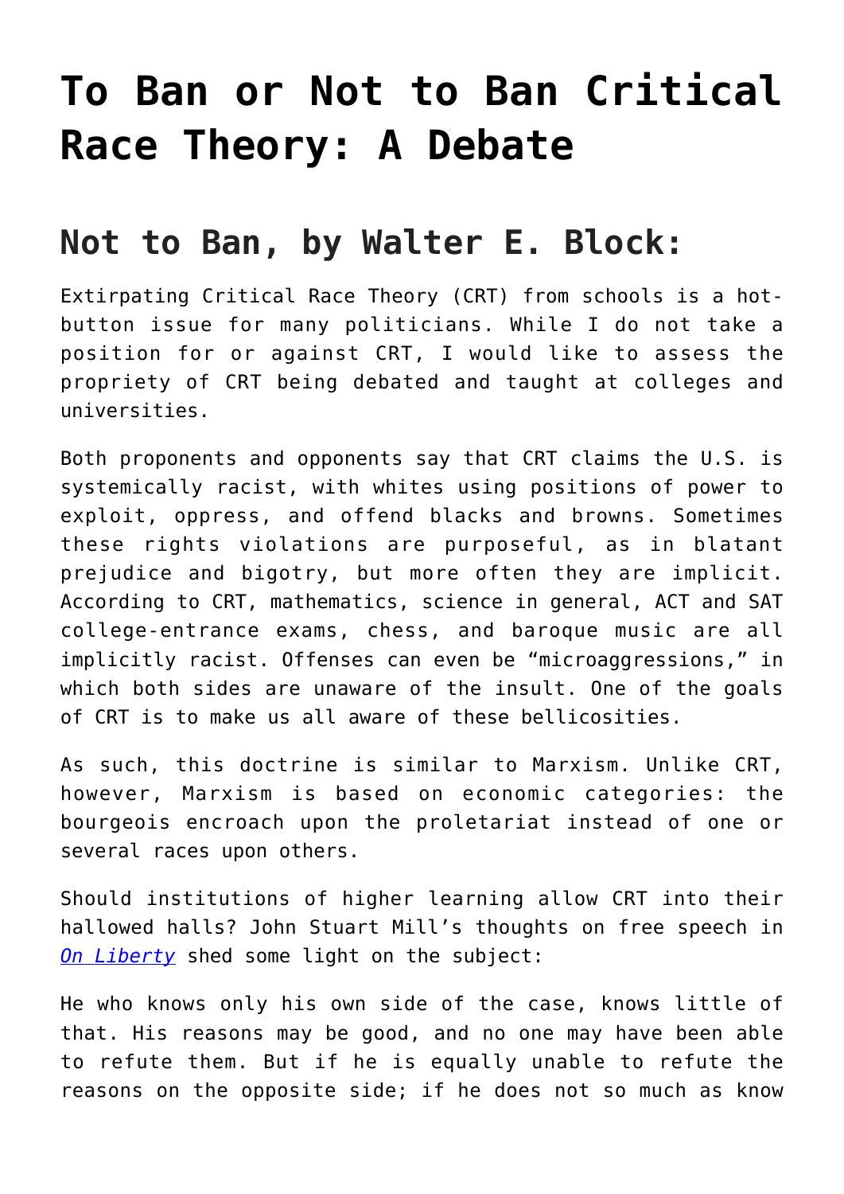# To Ban or Not to Ban Critical Race Theory: A Debate

## Not to Ban, by Walter E. Block:

Extirpating Critical Race Theory (CRT) from schools is a hot-button issue for many politicians. While I do not take a position for or against CRT, I would like to assess the propriety of CRT being debated and taught at colleges and universities.

Both proponents and opponents say that CRT claims the U.S. is systemically racist, with whites using positions of power to exploit, oppress, and offend blacks and browns. Sometimes these rights violations are purposeful, as in blatant prejudice and bigotry, but more often they are implicit. According to CRT, mathematics, science in general, ACT and SAT college-entrance exams, chess, and baroque music are all implicitly racist. Offenses can even be "microaggressions," in which both sides are unaware of the insult. One of the goals of CRT is to make us all aware of these bellicosities.

As such, this doctrine is similar to Marxism. Unlike CRT, however, Marxism is based on economic categories: the bourgeois encroach upon the proletariat instead of one or several races upon others.

Should institutions of higher learning allow CRT into their hallowed halls? John Stuart Mill's thoughts on free speech in *On Liberty* shed some light on the subject:

He who knows only his own side of the case, knows little of that. His reasons may be good, and no one may have been able to refute them. But if he is equally unable to refute the reasons on the opposite side; if he does not so much as know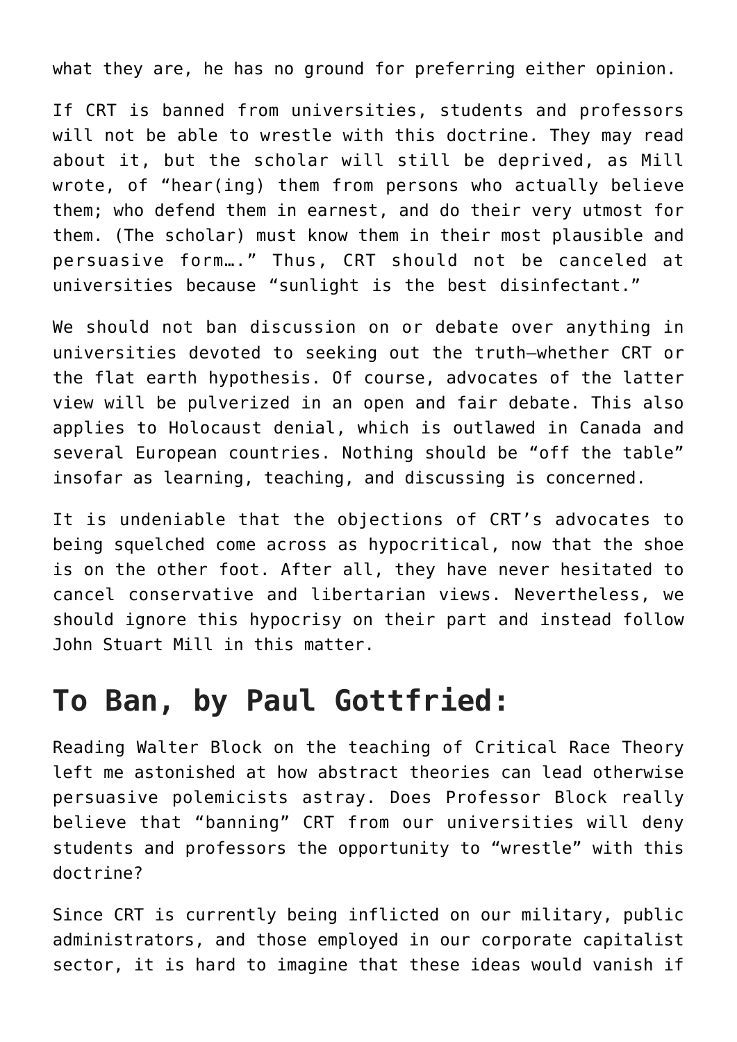what they are, he has no ground for preferring either opinion.

If CRT is banned from universities, students and professors will not be able to wrestle with this doctrine. They may read about it, but the scholar will still be deprived, as Mill wrote, of "hear(ing) them from persons who actually believe them; who defend them in earnest, and do their very utmost for them. (The scholar) must know them in their most plausible and persuasive form…." Thus, CRT should not be canceled at universities because "sunlight is the best disinfectant."

We should not ban discussion on or debate over anything in universities devoted to seeking out the truth—whether CRT or the flat earth hypothesis. Of course, advocates of the latter view will be pulverized in an open and fair debate. This also applies to Holocaust denial, which is outlawed in Canada and several European countries. Nothing should be "off the table" insofar as learning, teaching, and discussing is concerned.

It is undeniable that the objections of CRT's advocates to being squelched come across as hypocritical, now that the shoe is on the other foot. After all, they have never hesitated to cancel conservative and libertarian views. Nevertheless, we should ignore this hypocrisy on their part and instead follow John Stuart Mill in this matter.

## To Ban, by Paul Gottfried:

Reading Walter Block on the teaching of Critical Race Theory left me astonished at how abstract theories can lead otherwise persuasive polemicists astray. Does Professor Block really believe that "banning" CRT from our universities will deny students and professors the opportunity to "wrestle" with this doctrine?

Since CRT is currently being inflicted on our military, public administrators, and those employed in our corporate capitalist sector, it is hard to imagine that these ideas would vanish if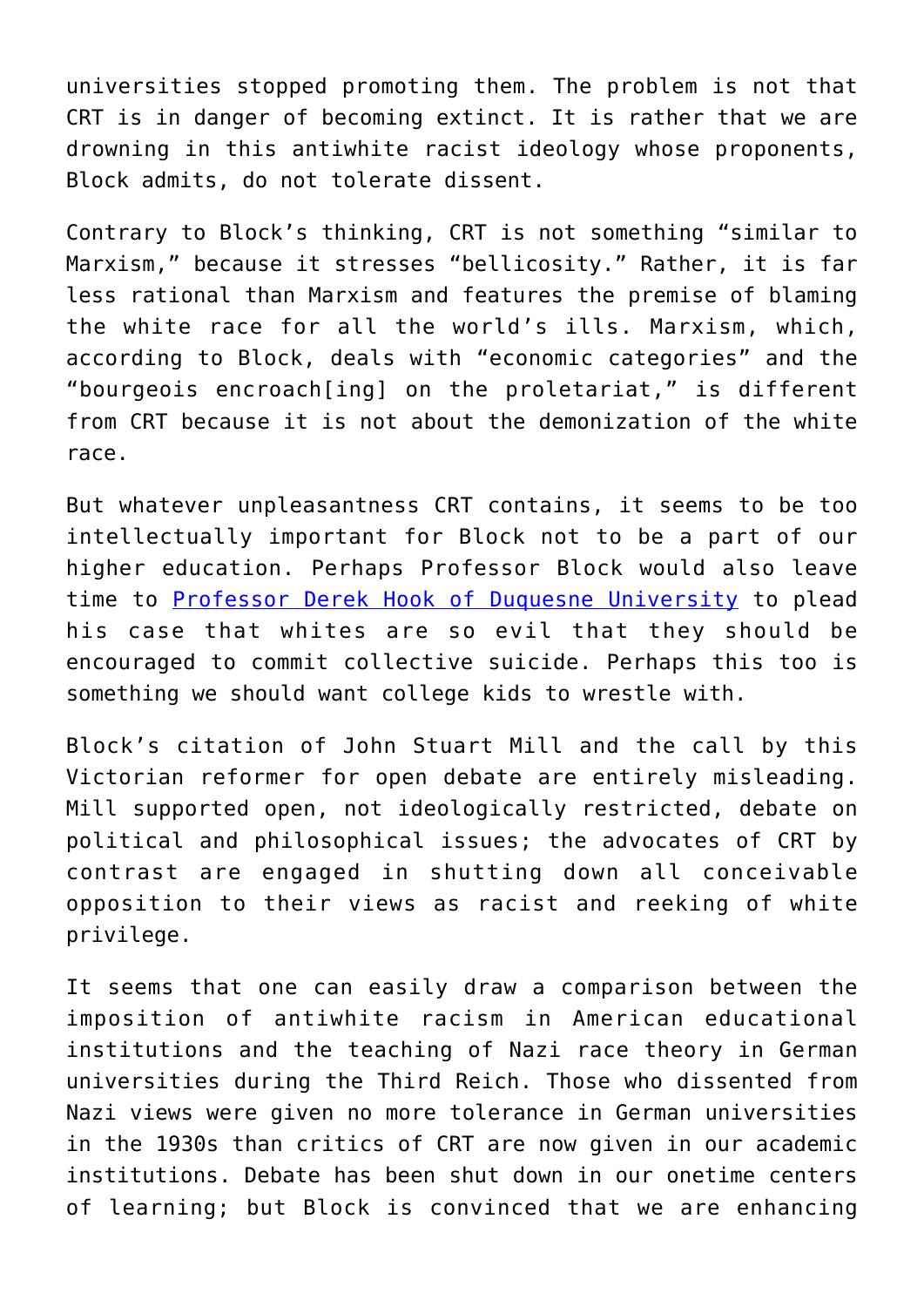universities stopped promoting them. The problem is not that CRT is in danger of becoming extinct. It is rather that we are drowning in this antiwhite racist ideology whose proponents, Block admits, do not tolerate dissent.

Contrary to Block's thinking, CRT is not something "similar to Marxism," because it stresses "bellicosity." Rather, it is far less rational than Marxism and features the premise of blaming the white race for all the world's ills. Marxism, which, according to Block, deals with "economic categories" and the "bourgeois encroach[ing] on the proletariat," is different from CRT because it is not about the demonization of the white race.

But whatever unpleasantness CRT contains, it seems to be too intellectually important for Block not to be a part of our higher education. Perhaps Professor Block would also leave time to [Professor Derek Hook of Duquesne University] to plead his case that whites are so evil that they should be encouraged to commit collective suicide. Perhaps this too is something we should want college kids to wrestle with.

Block's citation of John Stuart Mill and the call by this Victorian reformer for open debate are entirely misleading. Mill supported open, not ideologically restricted, debate on political and philosophical issues; the advocates of CRT by contrast are engaged in shutting down all conceivable opposition to their views as racist and reeking of white privilege.

It seems that one can easily draw a comparison between the imposition of antiwhite racism in American educational institutions and the teaching of Nazi race theory in German universities during the Third Reich. Those who dissented from Nazi views were given no more tolerance in German universities in the 1930s than critics of CRT are now given in our academic institutions. Debate has been shut down in our onetime centers of learning; but Block is convinced that we are enhancing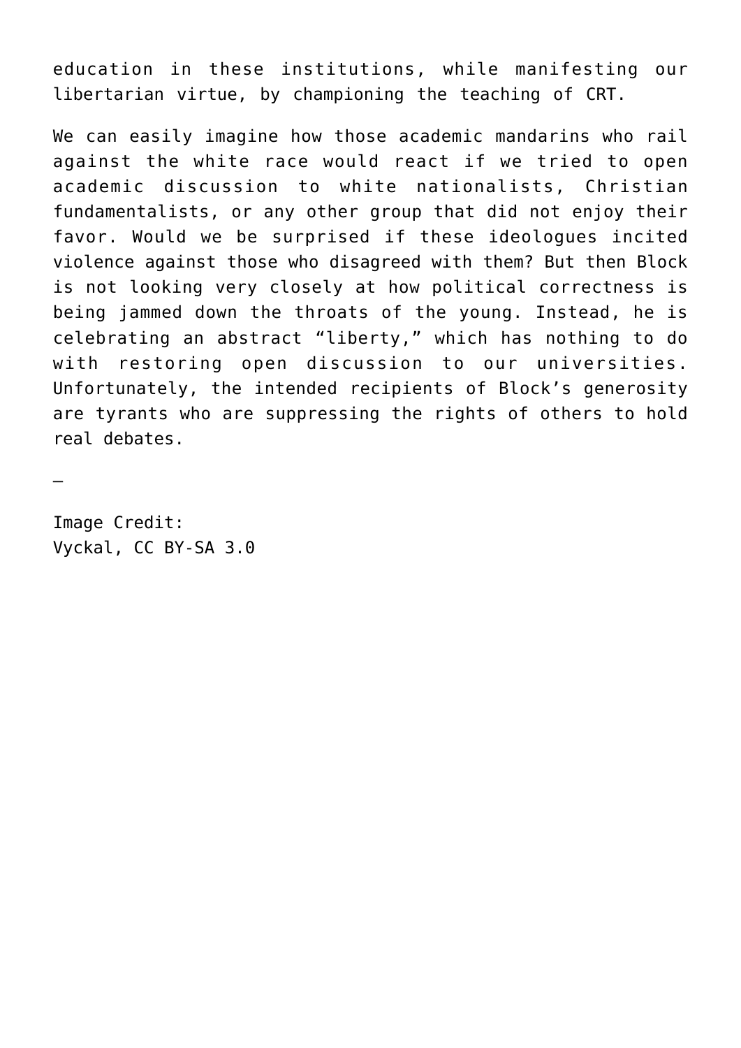education in these institutions, while manifesting our libertarian virtue, by championing the teaching of CRT.

We can easily imagine how those academic mandarins who rail against the white race would react if we tried to open academic discussion to white nationalists, Christian fundamentalists, or any other group that did not enjoy their favor. Would we be surprised if these ideologues incited violence against those who disagreed with them? But then Block is not looking very closely at how political correctness is being jammed down the throats of the young. Instead, he is celebrating an abstract "liberty," which has nothing to do with restoring open discussion to our universities. Unfortunately, the intended recipients of Block's generosity are tyrants who are suppressing the rights of others to hold real debates.

—

Image Credit:
Vyckal, CC BY-SA 3.0